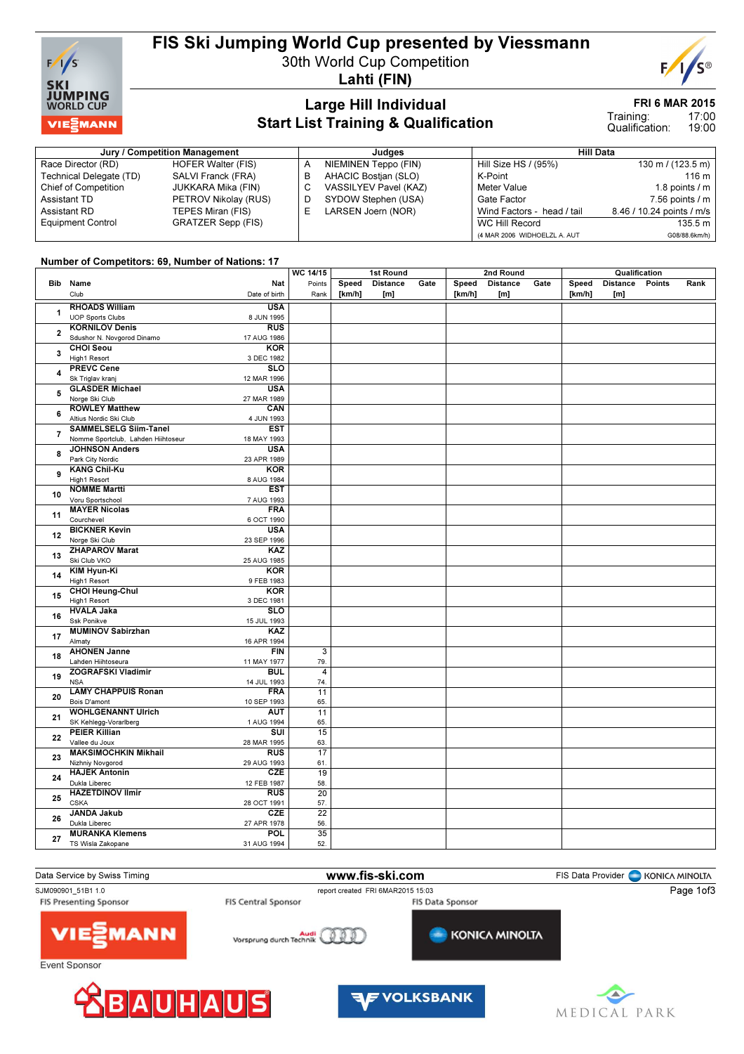# FIS Ski Jumping World Cup presented by Viessmann

30th World Cup Competition

**Lahti (FIN)**

## Large Hill Individual
## Start List Training & Qualification

**FRI 6 MAR 2015**

Training: 17:00
Qualification: 19:00

| Jury / Competition Management | | Judges | | Hill Data | |
|---|---|---|---|---|---|
| Race Director (RD) | HOFER Walter (FIS) | A | NIEMINEN Teppo (FIN) | Hill Size HS / (95%) | 130 m / (123.5 m) |
| Technical Delegate (TD) | SALVI Franck (FRA) | B | AHACIC Bostjan (SLO) | K-Point | 116 m |
| Chief of Competition | JUKKARA Mika (FIN) | C | VASSILYEV Pavel (KAZ) | Meter Value | 1.8 points / m |
| Assistant TD | PETROV Nikolay (RUS) | D | SYDOW Stephen (USA) | Gate Factor | 7.56 points / m |
| Assistant RD | TEPES Miran (FIS) | E | LARSEN Joern (NOR) | Wind Factors - head / tail | 8.46 / 10.24 points / m/s |
| Equipment Control | GRATZER Sepp (FIS) | | | WC Hill Record | 135.5 m |
| | | | | (4 MAR 2006 WIDHOELZL A. AUT | G08/88.6km/h) |

**Number of Competitors: 69, Number of Nations: 17**

| Bib | Name / Club | Nat / Date of birth | WC 14/15 Points / Rank | 1st Round Speed [km/h] | 1st Round Distance [m] | 1st Round Gate | 2nd Round Speed [km/h] | 2nd Round Distance [m] | 2nd Round Gate | Qualification Speed [km/h] | Qualification Distance [m] | Qualification Points | Qualification Rank |
|---|---|---|---|---|---|---|---|---|---|---|---|---|---|
| 1 | RHOADS William / UOP Sports Clubs | USA / 8 JUN 1995 | | | | | | | | | | | |
| 2 | KORNILOV Denis / Sdushor N. Novgorod Dinamo | RUS / 17 AUG 1986 | | | | | | | | | | | |
| 3 | CHOI Seou / High1 Resort | KOR / 3 DEC 1982 | | | | | | | | | | | |
| 4 | PREVC Cene / Sk Triglav kranj | SLO / 12 MAR 1996 | | | | | | | | | | | |
| 5 | GLASDER Michael / Norge Ski Club | USA / 27 MAR 1989 | | | | | | | | | | | |
| 6 | ROWLEY Matthew / Altius Nordic Ski Club | CAN / 4 JUN 1993 | | | | | | | | | | | |
| 7 | SAMMELSELG Siim-Tanel / Nomme Sportclub, Lahden Hiihtoseur | EST / 18 MAY 1993 | | | | | | | | | | | |
| 8 | JOHNSON Anders / Park City Nordic | USA / 23 APR 1989 | | | | | | | | | | | |
| 9 | KANG Chil-Ku / High1 Resort | KOR / 8 AUG 1984 | | | | | | | | | | | |
| 10 | NOMME Martti / Voru Sportschool | EST / 7 AUG 1993 | | | | | | | | | | | |
| 11 | MAYER Nicolas / Courchevel | FRA / 6 OCT 1990 | | | | | | | | | | | |
| 12 | BICKNER Kevin / Norge Ski Club | USA / 23 SEP 1996 | | | | | | | | | | | |
| 13 | ZHAPAROV Marat / Ski Club VKO | KAZ / 25 AUG 1985 | | | | | | | | | | | |
| 14 | KIM Hyun-Ki / High1 Resort | KOR / 9 FEB 1983 | | | | | | | | | | | |
| 15 | CHOI Heung-Chul / High1 Resort | KOR / 3 DEC 1981 | | | | | | | | | | | |
| 16 | HVALA Jaka / Ssk Ponikve | SLO / 15 JUL 1993 | | | | | | | | | | | |
| 17 | MUMINOV Sabirzhan / Almaty | KAZ / 16 APR 1994 | | | | | | | | | | | |
| 18 | AHONEN Janne / Lahden Hiihtoseura | FIN / 11 MAY 1977 | 3 / 79. | | | | | | | | | | |
| 19 | ZOGRAFSKI Vladimir / NSA | BUL / 14 JUL 1993 | 4 / 74. | | | | | | | | | | |
| 20 | LAMY CHAPPUIS Ronan / Bois D'amont | FRA / 10 SEP 1993 | 11 / 65. | | | | | | | | | | |
| 21 | WOHLGENANNT Ulrich / SK Kehlegg-Vorarlberg | AUT / 1 AUG 1994 | 11 / 65. | | | | | | | | | | |
| 22 | PEIER Killian / Vallee du Joux | SUI / 28 MAR 1995 | 15 / 63. | | | | | | | | | | |
| 23 | MAKSIMOCHKIN Mikhail / Nizhniy Novgorod | RUS / 29 AUG 1993 | 17 / 61. | | | | | | | | | | |
| 24 | HAJEK Antonin / Dukla Liberec | CZE / 12 FEB 1987 | 19 / 58. | | | | | | | | | | |
| 25 | HAZETDINOV Ilmir / CSKA | RUS / 28 OCT 1991 | 20 / 57. | | | | | | | | | | |
| 26 | JANDA Jakub / Dukla Liberec | CZE / 27 APR 1978 | 22 / 56. | | | | | | | | | | |
| 27 | MURANKA Klemens / TS Wisla Zakopane | POL / 31 AUG 1994 | 35 / 52. | | | | | | | | | | |

Data Service by Swiss Timing — www.fis-ski.com — FIS Data Provider KONICA MINOLTA

SJM090901_51B1 1.0 — report created FRI 6MAR2015 15:03

FIS Presenting Sponsor: VIESSMANN — FIS Central Sponsor: Audi Vorsprung durch Technik — FIS Data Sponsor: KONICA MINOLTA

Event Sponsor: BAUHAUS, VOLKSBANK, MEDICAL PARK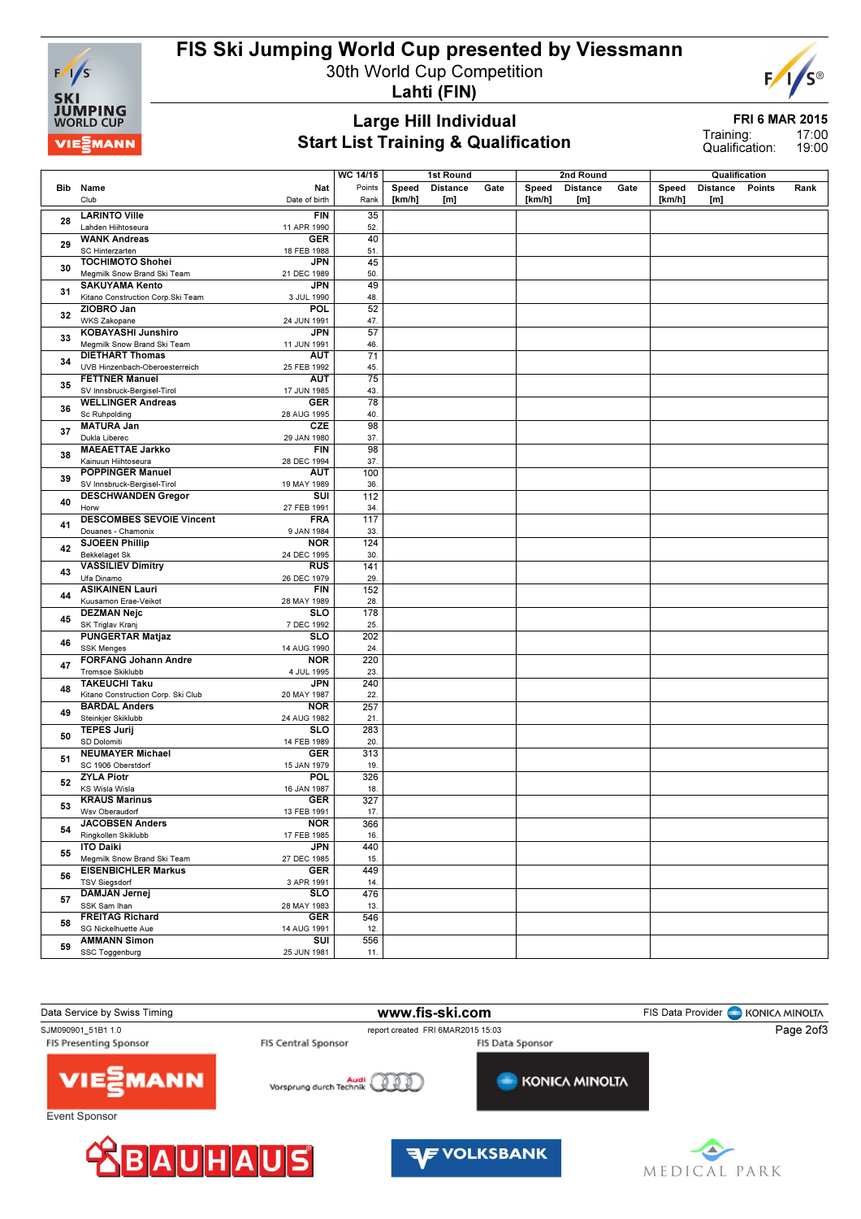# FIS Ski Jumping World Cup presented by Viessmann

30th World Cup Competition

**Lahti (FIN)**

## Large Hill Individual
## Start List Training & Qualification

**FRI 6 MAR 2015**
Training: 17:00
Qualification: 19:00

| Bib | Name / Club | Nat / Date of birth | WC 14/15 Points / Rank | 1st Round Speed [km/h] | 1st Round Distance [m] | 1st Round Gate | 2nd Round Speed [km/h] | 2nd Round Distance [m] | 2nd Round Gate | Qualification Speed [km/h] | Qualification Distance [m] | Qualification Points | Qualification Rank |
|---|---|---|---|---|---|---|---|---|---|---|---|---|---|
| 28 | LARINTO Ville<br>Lahden Hiihtoseura | FIN<br>11 APR 1990 | 35<br>52. | | | | | | | | | | |
| 29 | WANK Andreas<br>SC Hinterzarten | GER<br>18 FEB 1988 | 40<br>51. | | | | | | | | | | |
| 30 | TOCHIMOTO Shohei<br>Megmilk Snow Brand Ski Team | JPN<br>21 DEC 1989 | 45<br>50. | | | | | | | | | | |
| 31 | SAKUYAMA Kento<br>Kitano Construction Corp.Ski Team | JPN<br>3 JUL 1990 | 49<br>48. | | | | | | | | | | |
| 32 | ZIOBRO Jan<br>WKS Zakopane | POL<br>24 JUN 1991 | 52<br>47. | | | | | | | | | | |
| 33 | KOBAYASHI Junshiro<br>Megmilk Snow Brand Ski Team | JPN<br>11 JUN 1991 | 57<br>46. | | | | | | | | | | |
| 34 | DIETHART Thomas<br>UVB Hinzenbach-Oberoesterreich | AUT<br>25 FEB 1992 | 71<br>45. | | | | | | | | | | |
| 35 | FETTNER Manuel<br>SV Innsbruck-Bergisel-Tirol | AUT<br>17 JUN 1985 | 75<br>43. | | | | | | | | | | |
| 36 | WELLINGER Andreas<br>Sc Ruhpolding | GER<br>28 AUG 1995 | 78<br>40. | | | | | | | | | | |
| 37 | MATURA Jan<br>Dukla Liberec | CZE<br>29 JAN 1980 | 98<br>37. | | | | | | | | | | |
| 38 | MAEAETTAE Jarkko<br>Kainuun Hiihtoseura | FIN<br>28 DEC 1994 | 98<br>37. | | | | | | | | | | |
| 39 | POPPINGER Manuel<br>SV Innsbruck-Bergisel-Tirol | AUT<br>19 MAY 1989 | 100<br>36. | | | | | | | | | | |
| 40 | DESCHWANDEN Gregor<br>Horw | SUI<br>27 FEB 1991 | 112<br>34. | | | | | | | | | | |
| 41 | DESCOMBES SEVOIE Vincent<br>Douanes - Chamonix | FRA<br>9 JAN 1984 | 117<br>33. | | | | | | | | | | |
| 42 | SJOEEN Phillip<br>Bekkelaget Sk | NOR<br>24 DEC 1995 | 124<br>30. | | | | | | | | | | |
| 43 | VASSILIEV Dimitry<br>Ufa Dinamo | RUS<br>26 DEC 1979 | 141<br>29. | | | | | | | | | | |
| 44 | ASIKAINEN Lauri<br>Kuusamon Erae-Veikot | FIN<br>28 MAY 1989 | 152<br>28. | | | | | | | | | | |
| 45 | DEZMAN Nejc<br>SK Triglav Kranj | SLO<br>7 DEC 1992 | 178<br>25. | | | | | | | | | | |
| 46 | PUNGERTAR Matjaz<br>SSK Menges | SLO<br>14 AUG 1990 | 202<br>24. | | | | | | | | | | |
| 47 | FORFANG Johann Andre<br>Tromsoe Skiklubb | NOR<br>4 JUL 1995 | 220<br>23. | | | | | | | | | | |
| 48 | TAKEUCHI Taku<br>Kitano Construction Corp. Ski Club | JPN<br>20 MAY 1987 | 240<br>22. | | | | | | | | | | |
| 49 | BARDAL Anders<br>Steinkjer Skiklubb | NOR<br>24 AUG 1982 | 257<br>21. | | | | | | | | | | |
| 50 | TEPES Jurij<br>SD Dolomiti | SLO<br>14 FEB 1989 | 283<br>20. | | | | | | | | | | |
| 51 | NEUMAYER Michael<br>SC 1906 Oberstdorf | GER<br>15 JAN 1979 | 313<br>19. | | | | | | | | | | |
| 52 | ZYLA Piotr<br>KS Wisla Wisla | POL<br>16 JAN 1987 | 326<br>18. | | | | | | | | | | |
| 53 | KRAUS Marinus<br>Wsv Oberaudorf | GER<br>13 FEB 1991 | 327<br>17. | | | | | | | | | | |
| 54 | JACOBSEN Anders<br>Ringkollen Skiklubb | NOR<br>17 FEB 1985 | 366<br>16. | | | | | | | | | | |
| 55 | ITO Daiki<br>Megmilk Snow Brand Ski Team | JPN<br>27 DEC 1985 | 440<br>15. | | | | | | | | | | |
| 56 | EISENBICHLER Markus<br>TSV Siegsdorf | GER<br>3 APR 1991 | 449<br>14. | | | | | | | | | | |
| 57 | DAMJAN Jernej<br>SSK Sam Ihan | SLO<br>28 MAY 1983 | 476<br>13. | | | | | | | | | | |
| 58 | FREITAG Richard<br>SG Nickelhuette Aue | GER<br>14 AUG 1991 | 546<br>12. | | | | | | | | | | |
| 59 | AMMANN Simon<br>SSC Toggenburg | SUI<br>25 JUN 1981 | 556<br>11. | | | | | | | | | | |

Data Service by Swiss Timing — www.fis-ski.com — FIS Data Provider KONICA MINOLTA

SJM090901_51B1 1.0 — report created FRI 6MAR2015 15:03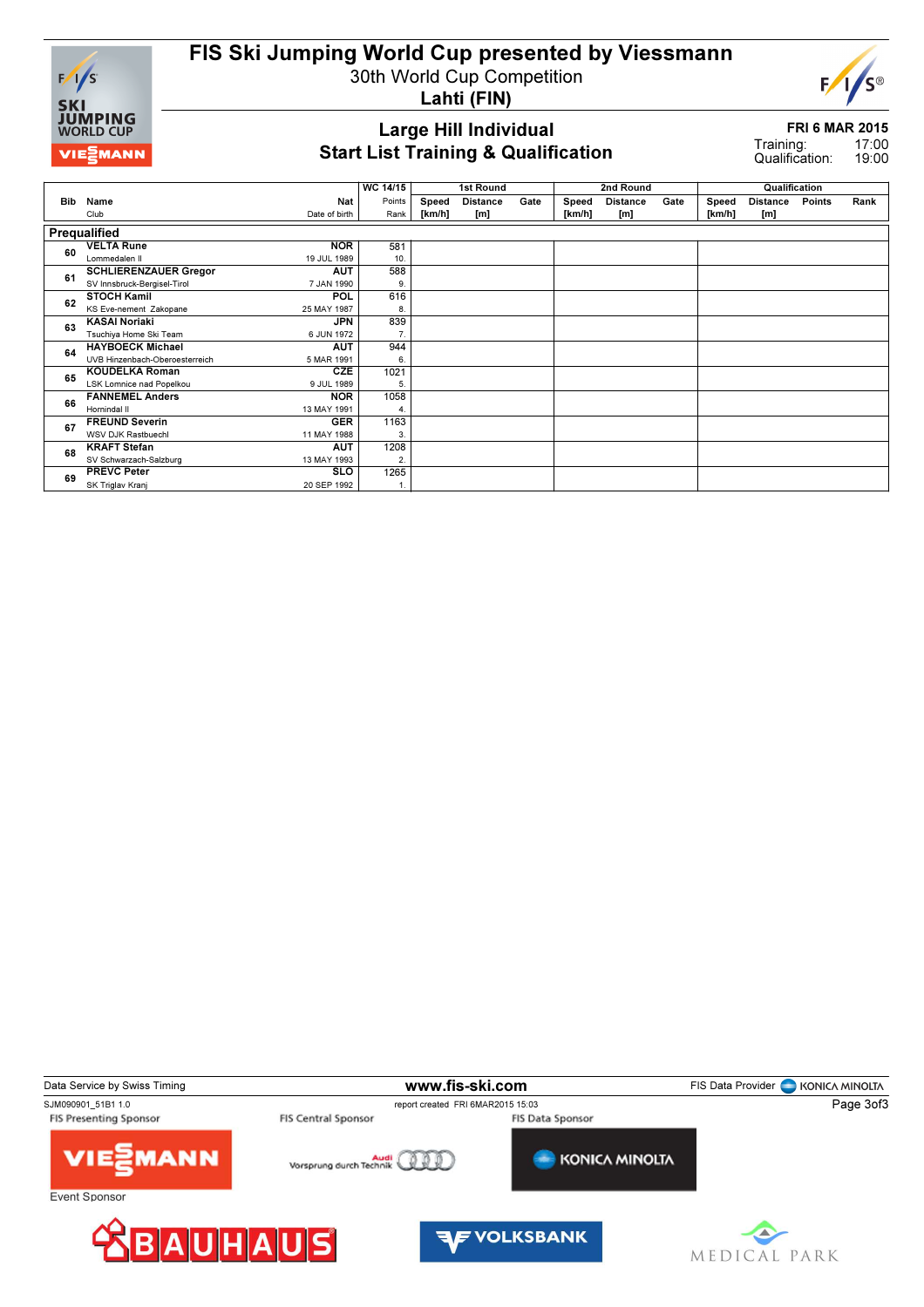# FIS Ski Jumping World Cup presented by Viessmann

30th World Cup Competition

**Lahti (FIN)**

## Large Hill Individual
## Start List Training & Qualification

**FRI 6 MAR 2015**

Training: 17:00

Qualification: 19:00

| Bib | Name / Club | Nat / Date of birth | WC 14/15 Points / Rank | 1st Round Speed [km/h] | 1st Round Distance [m] | 1st Round Gate | 2nd Round Speed [km/h] | 2nd Round Distance [m] | 2nd Round Gate | Qualification Speed [km/h] | Qualification Distance [m] | Qualification Points | Qualification Rank |
|---|---|---|---|---|---|---|---|---|---|---|---|---|---|
| **Prequalified** | | | | | | | | | | | | | |
| 60 | **VELTA Rune** Lommedalen Il | **NOR** 19 JUL 1989 | 581 10. | | | | | | | | | | |
| 61 | **SCHLIERENZAUER Gregor** SV Innsbruck-Bergisel-Tirol | **AUT** 7 JAN 1990 | 588 9. | | | | | | | | | | |
| 62 | **STOCH Kamil** KS Eve-nement Zakopane | **POL** 25 MAY 1987 | 616 8. | | | | | | | | | | |
| 63 | **KASAI Noriaki** Tsuchiya Home Ski Team | **JPN** 6 JUN 1972 | 839 7. | | | | | | | | | | |
| 64 | **HAYBOECK Michael** UVB Hinzenbach-Oberoesterreich | **AUT** 5 MAR 1991 | 944 6. | | | | | | | | | | |
| 65 | **KOUDELKA Roman** LSK Lomnice nad Popelkou | **CZE** 9 JUL 1989 | 1021 5. | | | | | | | | | | |
| 66 | **FANNEMEL Anders** Hornindal Il | **NOR** 13 MAY 1991 | 1058 4. | | | | | | | | | | |
| 67 | **FREUND Severin** WSV DJK Rastbuechl | **GER** 11 MAY 1988 | 1163 3. | | | | | | | | | | |
| 68 | **KRAFT Stefan** SV Schwarzach-Salzburg | **AUT** 13 MAY 1993 | 1208 2. | | | | | | | | | | |
| 69 | **PREVC Peter** SK Triglav Kranj | **SLO** 20 SEP 1992 | 1265 1. | | | | | | | | | | |

Data Service by Swiss Timing — www.fis-ski.com — FIS Data Provider KONICA MINOLTA

SJM090901_51B1 1.0 — report created FRI 6MAR2015 15:03

FIS Presenting Sponsor — FIS Central Sponsor — FIS Data Sponsor

Event Sponsor